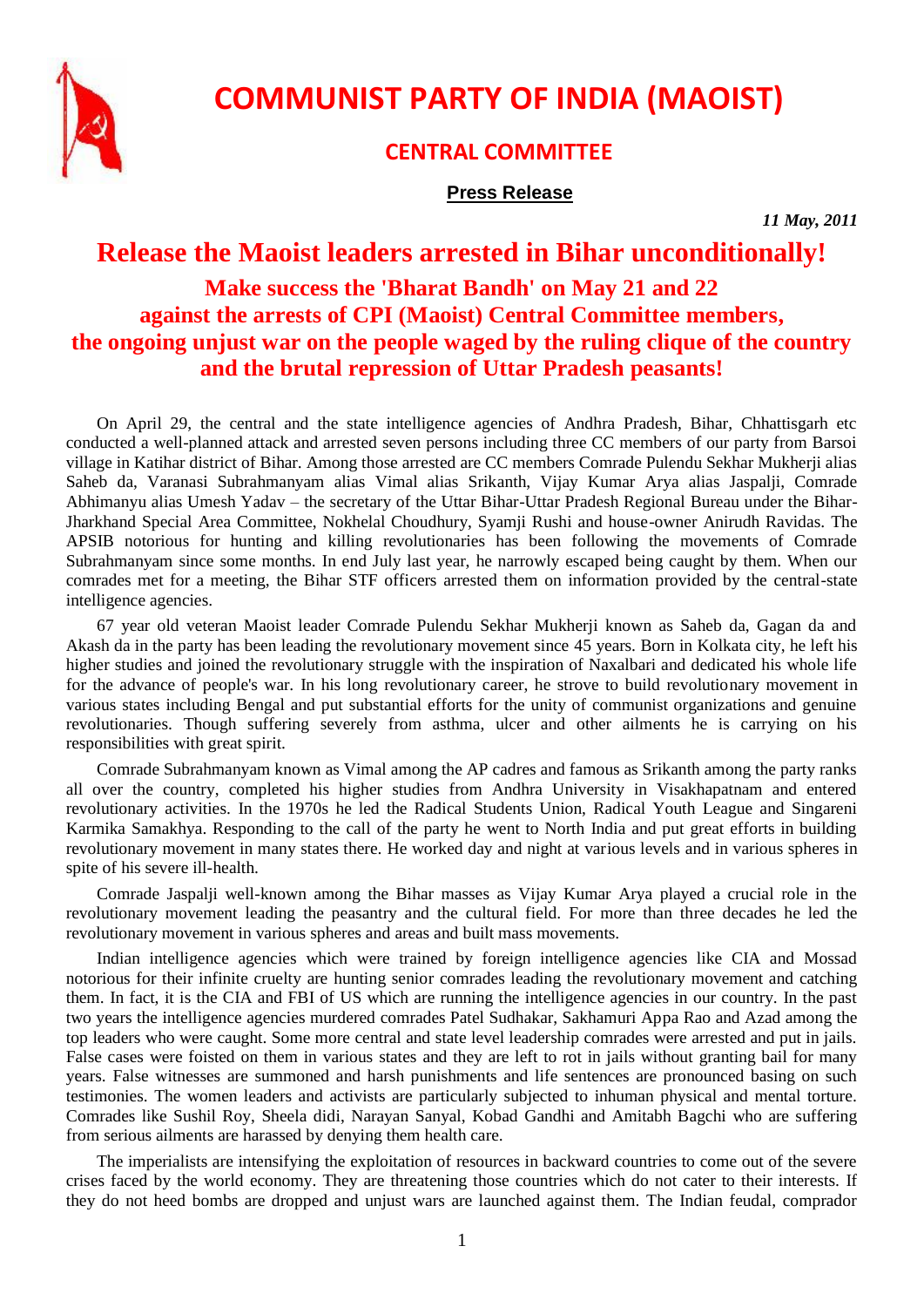# COMMUNIST PARTY OF INDIA (MAOIST)

## CENTRAL COMMITTEE

**Press Release**

*11 May, 2011*

## Release the Maoist leaders arrested in Bihar unconditionally!

### Make success the 'Bharat Bandh' on May 21 and 22 against the arrests of CPI (Maoist) Central Committee members, the ongoing unjust war on the people waged by the ruling clique of the country and the brutal repression of Uttar Pradesh peasants!

On April 29, the central and the state intelligence agencies of Andhra Pradesh, Bihar, Chhattisgarh etc conducted a well-planned attack and arrested seven persons including three CC members of our party from Barsoi village in Katihar district of Bihar. Among those arrested are CC members Comrade Pulendu Sekhar Mukherji alias Saheb da, Varanasi Subrahmanyam alias Vimal alias Srikanth, Vijay Kumar Arya alias Jaspalji, Comrade Abhimanyu alias Umesh Yadav – the secretary of the Uttar Bihar-Uttar Pradesh Regional Bureau under the Bihar-Jharkhand Special Area Committee, Nokhelal Choudhury, Syamji Rushi and house-owner Anirudh Ravidas. The APSIB notorious for hunting and killing revolutionaries has been following the movements of Comrade Subrahmanyam since some months. In end July last year, he narrowly escaped being caught by them. When our comrades met for a meeting, the Bihar STF officers arrested them on information provided by the central-state intelligence agencies.

67 year old veteran Maoist leader Comrade Pulendu Sekhar Mukherji known as Saheb da, Gagan da and Akash da in the party has been leading the revolutionary movement since 45 years. Born in Kolkata city, he left his higher studies and joined the revolutionary struggle with the inspiration of Naxalbari and dedicated his whole life for the advance of people's war. In his long revolutionary career, he strove to build revolutionary movement in various states including Bengal and put substantial efforts for the unity of communist organizations and genuine revolutionaries. Though suffering severely from asthma, ulcer and other ailments he is carrying on his responsibilities with great spirit.

Comrade Subrahmanyam known as Vimal among the AP cadres and famous as Srikanth among the party ranks all over the country, completed his higher studies from Andhra University in Visakhapatnam and entered revolutionary activities. In the 1970s he led the Radical Students Union, Radical Youth League and Singareni Karmika Samakhya. Responding to the call of the party he went to North India and put great efforts in building revolutionary movement in many states there. He worked day and night at various levels and in various spheres in spite of his severe ill-health.

Comrade Jaspalji well-known among the Bihar masses as Vijay Kumar Arya played a crucial role in the revolutionary movement leading the peasantry and the cultural field. For more than three decades he led the revolutionary movement in various spheres and areas and built mass movements.

Indian intelligence agencies which were trained by foreign intelligence agencies like CIA and Mossad notorious for their infinite cruelty are hunting senior comrades leading the revolutionary movement and catching them. In fact, it is the CIA and FBI of US which are running the intelligence agencies in our country. In the past two years the intelligence agencies murdered comrades Patel Sudhakar, Sakhamuri Appa Rao and Azad among the top leaders who were caught. Some more central and state level leadership comrades were arrested and put in jails. False cases were foisted on them in various states and they are left to rot in jails without granting bail for many years. False witnesses are summoned and harsh punishments and life sentences are pronounced basing on such testimonies. The women leaders and activists are particularly subjected to inhuman physical and mental torture. Comrades like Sushil Roy, Sheela didi, Narayan Sanyal, Kobad Gandhi and Amitabh Bagchi who are suffering from serious ailments are harassed by denying them health care.

The imperialists are intensifying the exploitation of resources in backward countries to come out of the severe crises faced by the world economy. They are threatening those countries which do not cater to their interests. If they do not heed bombs are dropped and unjust wars are launched against them. The Indian feudal, comprador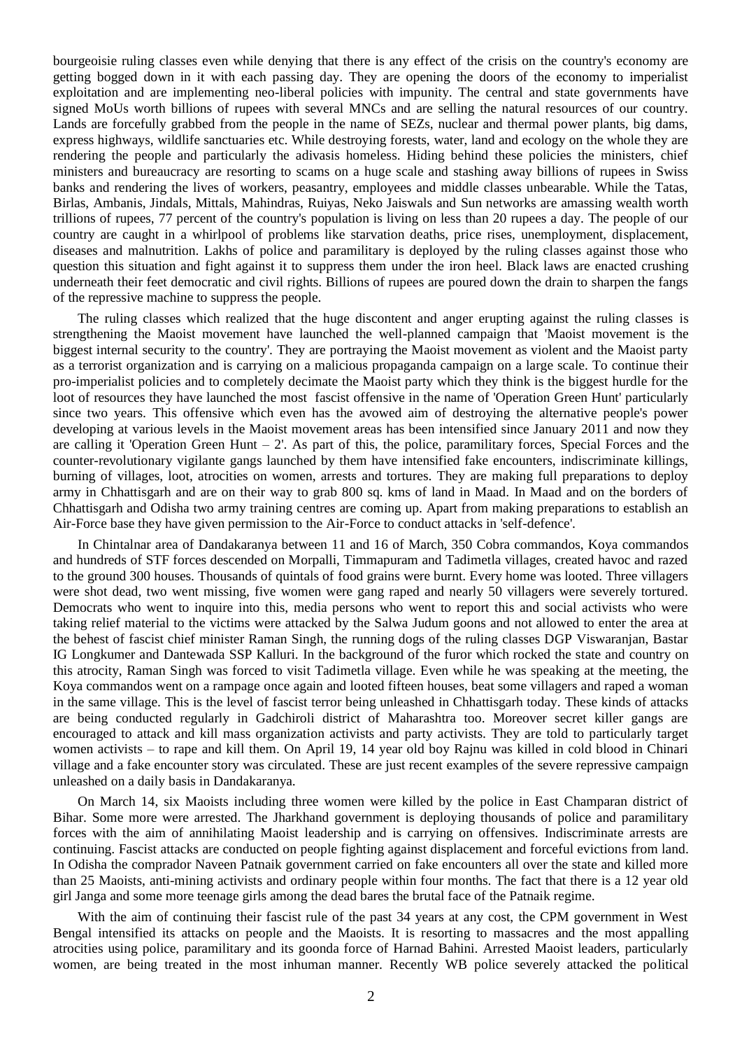bourgeoisie ruling classes even while denying that there is any effect of the crisis on the country's economy are getting bogged down in it with each passing day. They are opening the doors of the economy to imperialist exploitation and are implementing neo-liberal policies with impunity. The central and state governments have signed MoUs worth billions of rupees with several MNCs and are selling the natural resources of our country. Lands are forcefully grabbed from the people in the name of SEZs, nuclear and thermal power plants, big dams, express highways, wildlife sanctuaries etc. While destroying forests, water, land and ecology on the whole they are rendering the people and particularly the adivasis homeless. Hiding behind these policies the ministers, chief ministers and bureaucracy are resorting to scams on a huge scale and stashing away billions of rupees in Swiss banks and rendering the lives of workers, peasantry, employees and middle classes unbearable. While the Tatas, Birlas, Ambanis, Jindals, Mittals, Mahindras, Ruiyas, Neko Jaiswals and Sun networks are amassing wealth worth trillions of rupees, 77 percent of the country's population is living on less than 20 rupees a day. The people of our country are caught in a whirlpool of problems like starvation deaths, price rises, unemployment, displacement, diseases and malnutrition. Lakhs of police and paramilitary is deployed by the ruling classes against those who question this situation and fight against it to suppress them under the iron heel. Black laws are enacted crushing underneath their feet democratic and civil rights. Billions of rupees are poured down the drain to sharpen the fangs of the repressive machine to suppress the people.

The ruling classes which realized that the huge discontent and anger erupting against the ruling classes is strengthening the Maoist movement have launched the well-planned campaign that 'Maoist movement is the biggest internal security to the country'. They are portraying the Maoist movement as violent and the Maoist party as a terrorist organization and is carrying on a malicious propaganda campaign on a large scale. To continue their pro-imperialist policies and to completely decimate the Maoist party which they think is the biggest hurdle for the loot of resources they have launched the most fascist offensive in the name of 'Operation Green Hunt' particularly since two years. This offensive which even has the avowed aim of destroying the alternative people's power developing at various levels in the Maoist movement areas has been intensified since January 2011 and now they are calling it 'Operation Green Hunt – 2'. As part of this, the police, paramilitary forces, Special Forces and the counter-revolutionary vigilante gangs launched by them have intensified fake encounters, indiscriminate killings, burning of villages, loot, atrocities on women, arrests and tortures. They are making full preparations to deploy army in Chhattisgarh and are on their way to grab 800 sq. kms of land in Maad. In Maad and on the borders of Chhattisgarh and Odisha two army training centres are coming up. Apart from making preparations to establish an Air-Force base they have given permission to the Air-Force to conduct attacks in 'self-defence'.

In Chintalnar area of Dandakaranya between 11 and 16 of March, 350 Cobra commandos, Koya commandos and hundreds of STF forces descended on Morpalli, Timmapuram and Tadimetla villages, created havoc and razed to the ground 300 houses. Thousands of quintals of food grains were burnt. Every home was looted. Three villagers were shot dead, two went missing, five women were gang raped and nearly 50 villagers were severely tortured. Democrats who went to inquire into this, media persons who went to report this and social activists who were taking relief material to the victims were attacked by the Salwa Judum goons and not allowed to enter the area at the behest of fascist chief minister Raman Singh, the running dogs of the ruling classes DGP Viswaranjan, Bastar IG Longkumer and Dantewada SSP Kalluri. In the background of the furor which rocked the state and country on this atrocity, Raman Singh was forced to visit Tadimetla village. Even while he was speaking at the meeting, the Koya commandos went on a rampage once again and looted fifteen houses, beat some villagers and raped a woman in the same village. This is the level of fascist terror being unleashed in Chhattisgarh today. These kinds of attacks are being conducted regularly in Gadchiroli district of Maharashtra too. Moreover secret killer gangs are encouraged to attack and kill mass organization activists and party activists. They are told to particularly target women activists – to rape and kill them. On April 19, 14 year old boy Rajnu was killed in cold blood in Chinari village and a fake encounter story was circulated. These are just recent examples of the severe repressive campaign unleashed on a daily basis in Dandakaranya.

On March 14, six Maoists including three women were killed by the police in East Champaran district of Bihar. Some more were arrested. The Jharkhand government is deploying thousands of police and paramilitary forces with the aim of annihilating Maoist leadership and is carrying on offensives. Indiscriminate arrests are continuing. Fascist attacks are conducted on people fighting against displacement and forceful evictions from land. In Odisha the comprador Naveen Patnaik government carried on fake encounters all over the state and killed more than 25 Maoists, anti-mining activists and ordinary people within four months. The fact that there is a 12 year old girl Janga and some more teenage girls among the dead bares the brutal face of the Patnaik regime.

With the aim of continuing their fascist rule of the past 34 years at any cost, the CPM government in West Bengal intensified its attacks on people and the Maoists. It is resorting to massacres and the most appalling atrocities using police, paramilitary and its goonda force of Harnad Bahini. Arrested Maoist leaders, particularly women, are being treated in the most inhuman manner. Recently WB police severely attacked the political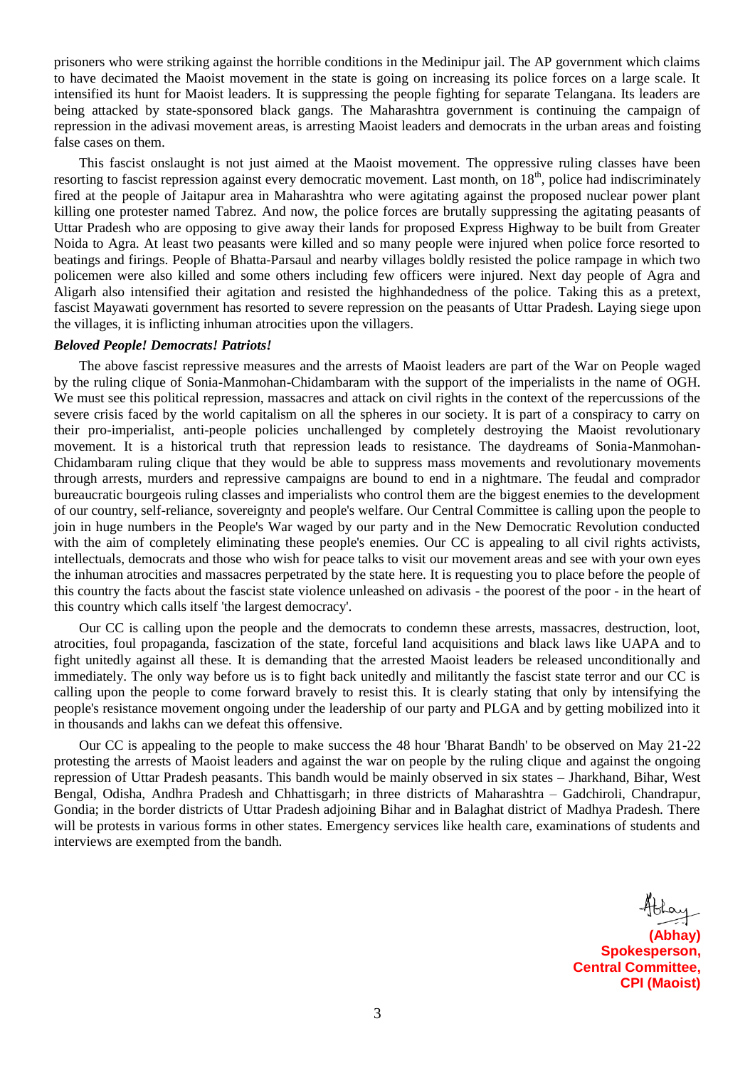prisoners who were striking against the horrible conditions in the Medinipur jail. The AP government which claims to have decimated the Maoist movement in the state is going on increasing its police forces on a large scale. It intensified its hunt for Maoist leaders. It is suppressing the people fighting for separate Telangana. Its leaders are being attacked by state-sponsored black gangs. The Maharashtra government is continuing the campaign of repression in the adivasi movement areas, is arresting Maoist leaders and democrats in the urban areas and foisting false cases on them.

This fascist onslaught is not just aimed at the Maoist movement. The oppressive ruling classes have been resorting to fascist repression against every democratic movement. Last month, on 18th, police had indiscriminately fired at the people of Jaitapur area in Maharashtra who were agitating against the proposed nuclear power plant killing one protester named Tabrez. And now, the police forces are brutally suppressing the agitating peasants of Uttar Pradesh who are opposing to give away their lands for proposed Express Highway to be built from Greater Noida to Agra. At least two peasants were killed and so many people were injured when police force resorted to beatings and firings. People of Bhatta-Parsaul and nearby villages boldly resisted the police rampage in which two policemen were also killed and some others including few officers were injured. Next day people of Agra and Aligarh also intensified their agitation and resisted the highhandedness of the police. Taking this as a pretext, fascist Mayawati government has resorted to severe repression on the peasants of Uttar Pradesh. Laying siege upon the villages, it is inflicting inhuman atrocities upon the villagers.

***Beloved People! Democrats! Patriots!***

The above fascist repressive measures and the arrests of Maoist leaders are part of the War on People waged by the ruling clique of Sonia-Manmohan-Chidambaram with the support of the imperialists in the name of OGH. We must see this political repression, massacres and attack on civil rights in the context of the repercussions of the severe crisis faced by the world capitalism on all the spheres in our society. It is part of a conspiracy to carry on their pro-imperialist, anti-people policies unchallenged by completely destroying the Maoist revolutionary movement. It is a historical truth that repression leads to resistance. The daydreams of Sonia-Manmohan-Chidambaram ruling clique that they would be able to suppress mass movements and revolutionary movements through arrests, murders and repressive campaigns are bound to end in a nightmare. The feudal and comprador bureaucratic bourgeois ruling classes and imperialists who control them are the biggest enemies to the development of our country, self-reliance, sovereignty and people's welfare. Our Central Committee is calling upon the people to join in huge numbers in the People's War waged by our party and in the New Democratic Revolution conducted with the aim of completely eliminating these people's enemies. Our CC is appealing to all civil rights activists, intellectuals, democrats and those who wish for peace talks to visit our movement areas and see with your own eyes the inhuman atrocities and massacres perpetrated by the state here. It is requesting you to place before the people of this country the facts about the fascist state violence unleashed on adivasis - the poorest of the poor - in the heart of this country which calls itself 'the largest democracy'.

Our CC is calling upon the people and the democrats to condemn these arrests, massacres, destruction, loot, atrocities, foul propaganda, fascization of the state, forceful land acquisitions and black laws like UAPA and to fight unitedly against all these. It is demanding that the arrested Maoist leaders be released unconditionally and immediately. The only way before us is to fight back unitedly and militantly the fascist state terror and our CC is calling upon the people to come forward bravely to resist this. It is clearly stating that only by intensifying the people's resistance movement ongoing under the leadership of our party and PLGA and by getting mobilized into it in thousands and lakhs can we defeat this offensive.

Our CC is appealing to the people to make success the 48 hour 'Bharat Bandh' to be observed on May 21-22 protesting the arrests of Maoist leaders and against the war on people by the ruling clique and against the ongoing repression of Uttar Pradesh peasants. This bandh would be mainly observed in six states – Jharkhand, Bihar, West Bengal, Odisha, Andhra Pradesh and Chhattisgarh; in three districts of Maharashtra – Gadchiroli, Chandrapur, Gondia; in the border districts of Uttar Pradesh adjoining Bihar and in Balaghat district of Madhya Pradesh. There will be protests in various forms in other states. Emergency services like health care, examinations of students and interviews are exempted from the bandh.

Abhay

**(Abhay)**
**Spokesperson,**
**Central Committee,**
**CPI (Maoist)**